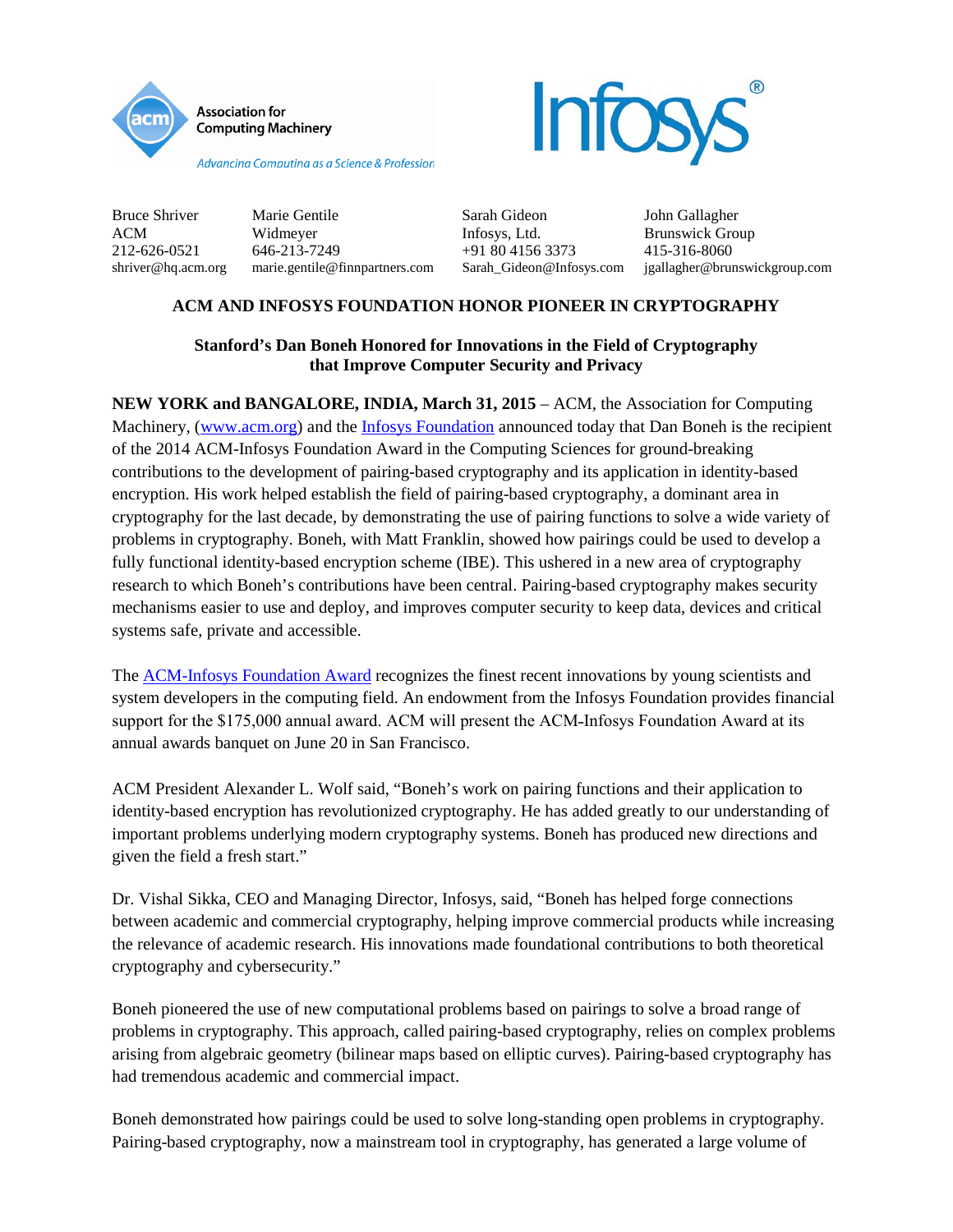Association for Computing Machinery
*Advancing Computing as a Science & Profession*

Infosys®

| Bruce Shriver | Marie Gentile | Sarah Gideon | John Gallagher |
|---|---|---|---|
| ACM | Widmeyer | Infosys, Ltd. | Brunswick Group |
| 212-626-0521 | 646-213-7249 | +91 80 4156 3373 | 415-316-8060 |
| shriver@hq.acm.org | marie.gentile@finnpartners.com | Sarah_Gideon@Infosys.com | jgallagher@brunswickgroup.com |

# ACM AND INFOSYS FOUNDATION HONOR PIONEER IN CRYPTOGRAPHY

## Stanford's Dan Boneh Honored for Innovations in the Field of Cryptography that Improve Computer Security and Privacy

**NEW YORK and BANGALORE, INDIA, March 31, 2015** – ACM, the Association for Computing Machinery, ([www.acm.org](www.acm.org)) and the Infosys Foundation announced today that Dan Boneh is the recipient of the 2014 ACM-Infosys Foundation Award in the Computing Sciences for ground-breaking contributions to the development of pairing-based cryptography and its application in identity-based encryption. His work helped establish the field of pairing-based cryptography, a dominant area in cryptography for the last decade, by demonstrating the use of pairing functions to solve a wide variety of problems in cryptography. Boneh, with Matt Franklin, showed how pairings could be used to develop a fully functional identity-based encryption scheme (IBE). This ushered in a new area of cryptography research to which Boneh's contributions have been central. Pairing-based cryptography makes security mechanisms easier to use and deploy, and improves computer security to keep data, devices and critical systems safe, private and accessible.

The ACM-Infosys Foundation Award recognizes the finest recent innovations by young scientists and system developers in the computing field. An endowment from the Infosys Foundation provides financial support for the $175,000 annual award. ACM will present the ACM-Infosys Foundation Award at its annual awards banquet on June 20 in San Francisco.

ACM President Alexander L. Wolf said, "Boneh's work on pairing functions and their application to identity-based encryption has revolutionized cryptography. He has added greatly to our understanding of important problems underlying modern cryptography systems. Boneh has produced new directions and given the field a fresh start."

Dr. Vishal Sikka, CEO and Managing Director, Infosys, said, "Boneh has helped forge connections between academic and commercial cryptography, helping improve commercial products while increasing the relevance of academic research. His innovations made foundational contributions to both theoretical cryptography and cybersecurity."

Boneh pioneered the use of new computational problems based on pairings to solve a broad range of problems in cryptography. This approach, called pairing-based cryptography, relies on complex problems arising from algebraic geometry (bilinear maps based on elliptic curves). Pairing-based cryptography has had tremendous academic and commercial impact.

Boneh demonstrated how pairings could be used to solve long-standing open problems in cryptography. Pairing-based cryptography, now a mainstream tool in cryptography, has generated a large volume of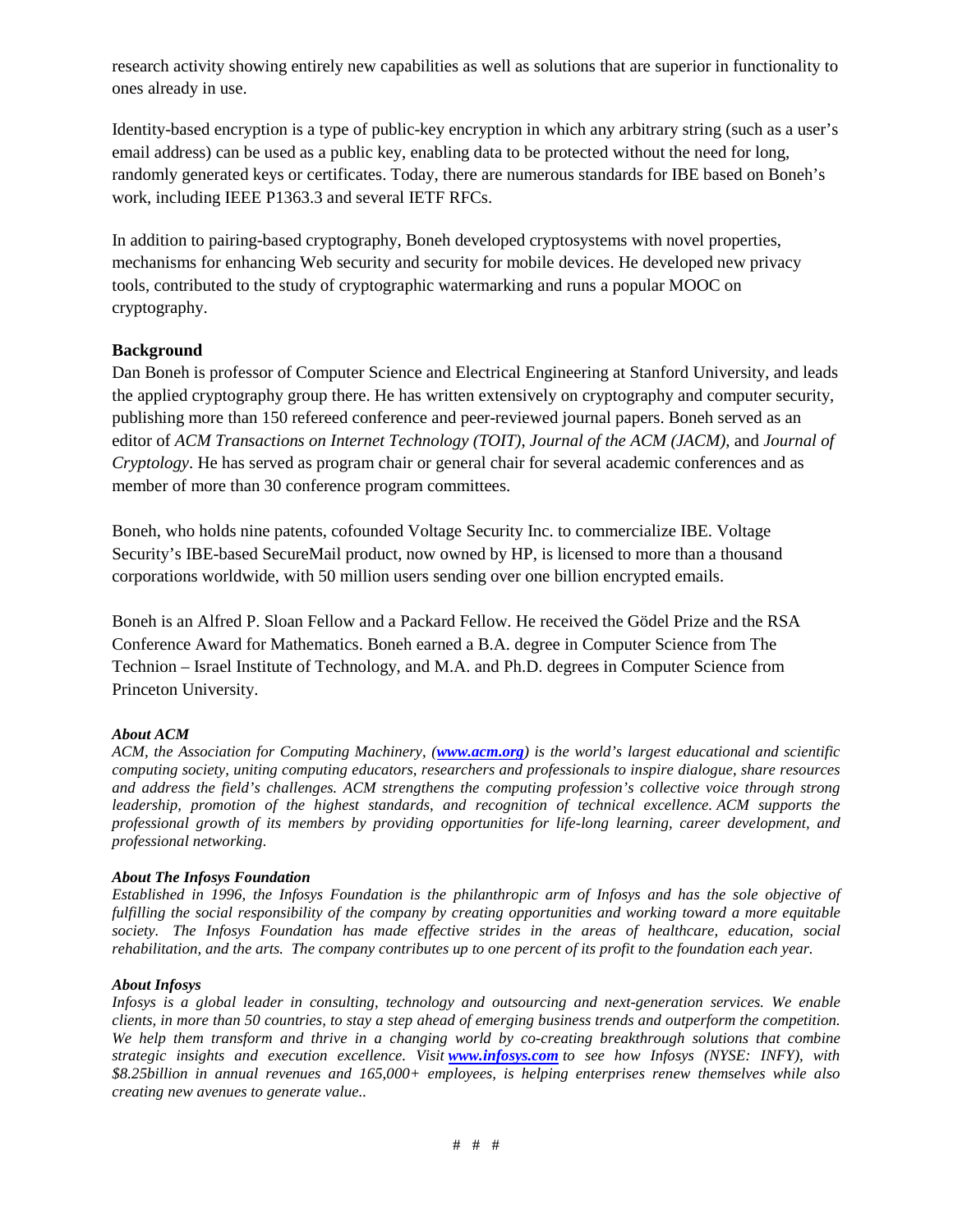research activity showing entirely new capabilities as well as solutions that are superior in functionality to ones already in use.

Identity-based encryption is a type of public-key encryption in which any arbitrary string (such as a user's email address) can be used as a public key, enabling data to be protected without the need for long, randomly generated keys or certificates. Today, there are numerous standards for IBE based on Boneh's work, including IEEE P1363.3 and several IETF RFCs.

In addition to pairing-based cryptography, Boneh developed cryptosystems with novel properties, mechanisms for enhancing Web security and security for mobile devices. He developed new privacy tools, contributed to the study of cryptographic watermarking and runs a popular MOOC on cryptography.

**Background**

Dan Boneh is professor of Computer Science and Electrical Engineering at Stanford University, and leads the applied cryptography group there. He has written extensively on cryptography and computer security, publishing more than 150 refereed conference and peer-reviewed journal papers. Boneh served as an editor of *ACM Transactions on Internet Technology (TOIT)*, *Journal of the ACM (JACM)*, and *Journal of Cryptology*. He has served as program chair or general chair for several academic conferences and as member of more than 30 conference program committees.

Boneh, who holds nine patents, cofounded Voltage Security Inc. to commercialize IBE. Voltage Security's IBE-based SecureMail product, now owned by HP, is licensed to more than a thousand corporations worldwide, with 50 million users sending over one billion encrypted emails.

Boneh is an Alfred P. Sloan Fellow and a Packard Fellow. He received the Gödel Prize and the RSA Conference Award for Mathematics. Boneh earned a B.A. degree in Computer Science from The Technion – Israel Institute of Technology, and M.A. and Ph.D. degrees in Computer Science from Princeton University.

***About ACM***

*ACM, the Association for Computing Machinery, (**www.acm.org**) is the world's largest educational and scientific computing society, uniting computing educators, researchers and professionals to inspire dialogue, share resources and address the field's challenges. ACM strengthens the computing profession's collective voice through strong leadership, promotion of the highest standards, and recognition of technical excellence. ACM supports the professional growth of its members by providing opportunities for life-long learning, career development, and professional networking.*

***About The Infosys Foundation***

*Established in 1996, the Infosys Foundation is the philanthropic arm of Infosys and has the sole objective of fulfilling the social responsibility of the company by creating opportunities and working toward a more equitable society. The Infosys Foundation has made effective strides in the areas of healthcare, education, social rehabilitation, and the arts. The company contributes up to one percent of its profit to the foundation each year.*

***About Infosys***

*Infosys is a global leader in consulting, technology and outsourcing and next-generation services. We enable clients, in more than 50 countries, to stay a step ahead of emerging business trends and outperform the competition. We help them transform and thrive in a changing world by co-creating breakthrough solutions that combine strategic insights and execution excellence. Visit **www.infosys.com** to see how Infosys (NYSE: INFY), with $8.25billion in annual revenues and 165,000+ employees, is helping enterprises renew themselves while also creating new avenues to generate value..*

# # #